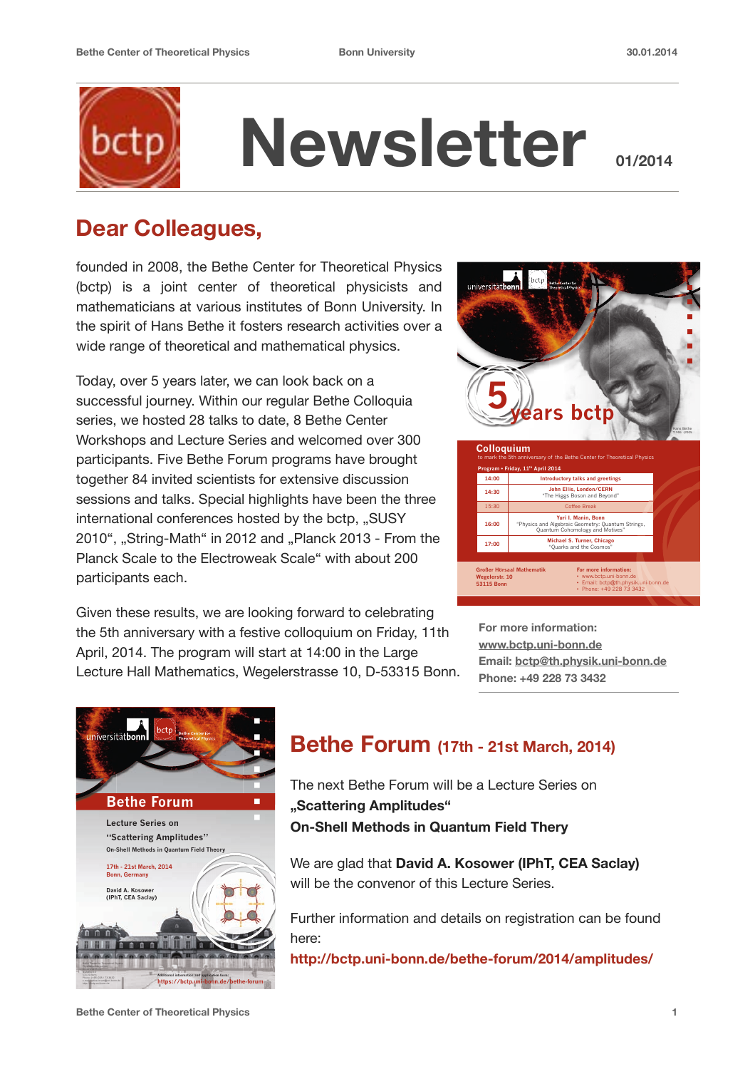# Newsletter 01/2014

## Dear Colleagues,

founded in 2008, the Bethe Center for Theoretical Physics (bctp) is a joint center of theoretical physicists and mathematicians at various institutes of Bonn University. In the spirit of Hans Bethe it fosters research activities over a wide range of theoretical and mathematical physics.

Today, over 5 years later, we can look back on a successful journey. Within our regular Bethe Colloquia series, we hosted 28 talks to date, 8 Bethe Center Workshops and Lecture Series and welcomed over 300 participants. Five Bethe Forum programs have brought together 84 invited scientists for extensive discussion sessions and talks. Special highlights have been the three international conferences hosted by the bctp, „SUSY 2010“, „String-Math“ in 2012 and „Planck 2013 - From the Planck Scale to the Electroweak Scale“ with about 200 participants each.

Given these results, we are looking forward to celebrating the 5th anniversary with a festive colloquium on Friday, 11th April, 2014. The program will start at 14:00 in the Large Lecture Hall Mathematics, Wegelerstrasse 10, D-53315 Bonn.

**5 years bctp**

**Colloquium** to mark the 5th anniversary of the Bethe Center for Theoretical Physics

Program • Friday, 11th April 2014

| | |
|---|---|
| 14:00 | Introductory talks and greetings |
| 14:30 | John Ellis, London/CERN "The Higgs Boson and Beyond" |
| 15:30 | Coffee Break |
| 16:00 | Yuri I. Manin, Bonn "Physics and Algebraic Geometry: Quantum Strings, Quantum Cohomology and Motives" |
| 17:00 | Michael S. Turner, Chicago "Quarks and the Cosmos" |

Großer Hörsaal Mathematik, Wegelerstr. 10, 53115 Bonn

For more information:
- www.bctp.uni-bonn.de
- Email: bctp@th.physik.uni-bonn.de
- Phone: +49 228 73 3432

**For more information:**
**www.bctp.uni-bonn.de**
**Email: bctp@th.physik.uni-bonn.de**
**Phone: +49 228 73 3432**

**Bethe Forum**

Lecture Series on "Scattering Amplitudes"
On-Shell Methods in Quantum Field Theory

17th - 21st March, 2014
Bonn, Germany

David A. Kosower (IPhT, CEA Saclay)

Additional information and application form: https://bctp.uni-bonn.de/bethe-forum

## Bethe Forum (17th - 21st March, 2014)

The next Bethe Forum will be a Lecture Series on
**„Scattering Amplitudes“**
**On-Shell Methods in Quantum Field Thery**

We are glad that **David A. Kosower (IPhT, CEA Saclay)** will be the convenor of this Lecture Series.

Further information and details on registration can be found here:
**http://bctp.uni-bonn.de/bethe-forum/2014/amplitudes/**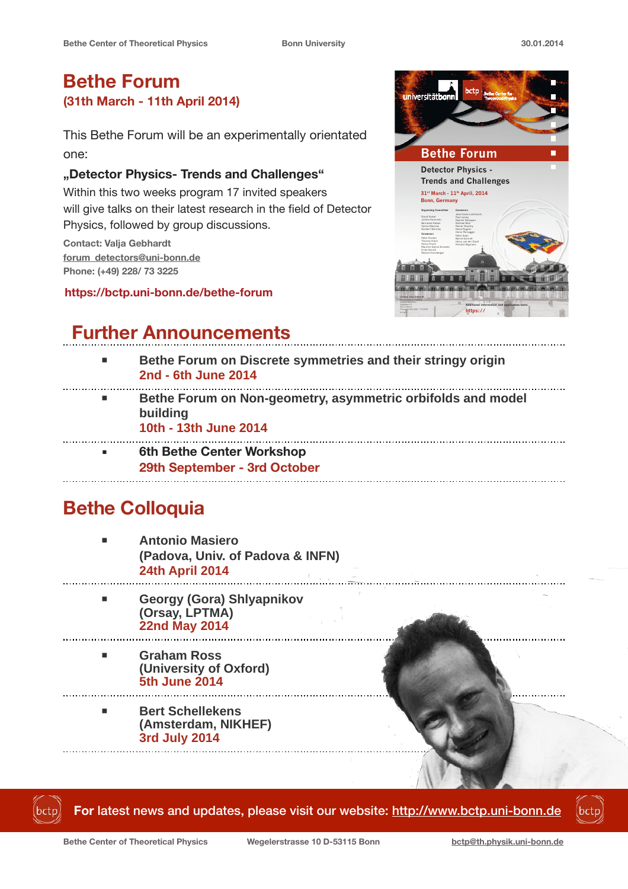# Bethe Forum

**(31th March - 11th April 2014)**

This Bethe Forum will be an experimentally orientated one:

**„Detector Physics- Trends and Challenges“**

Within this two weeks program 17 invited speakers will give talks on their latest research in the field of Detector Physics, followed by group discussions.

**Contact: Valja Gebhardt**
**forum_detectors@uni-bonn.de**
**Phone: (+49) 228/ 73 3225**

**https://bctp.uni-bonn.de/bethe-forum**

## Further Announcements

- **Bethe Forum on Discrete symmetries and their stringy origin**
  **2nd - 6th June 2014**
- **Bethe Forum on Non-geometry, asymmetric orbifolds and model building**
  **10th - 13th June 2014**
- **6th Bethe Center Workshop**
  **29th September - 3rd October**

## Bethe Colloquia

- **Antonio Masiero**
  **(Padova, Univ. of Padova & INFN)**
  **24th April 2014**
- **Georgy (Gora) Shlyapnikov**
  **(Orsay, LPTMA)**
  **22nd May 2014**
- **Graham Ross**
  **(University of Oxford)**
  **5th June 2014**
- **Bert Schellekens**
  **(Amsterdam, NIKHEF)**
  **3rd July 2014**

**For latest news and updates, please visit our website: http://www.bctp.uni-bonn.de**

Bethe Center of Theoretical Physics | Wegelerstrasse 10 D-53115 Bonn | bctp@th.physik.uni-bonn.de